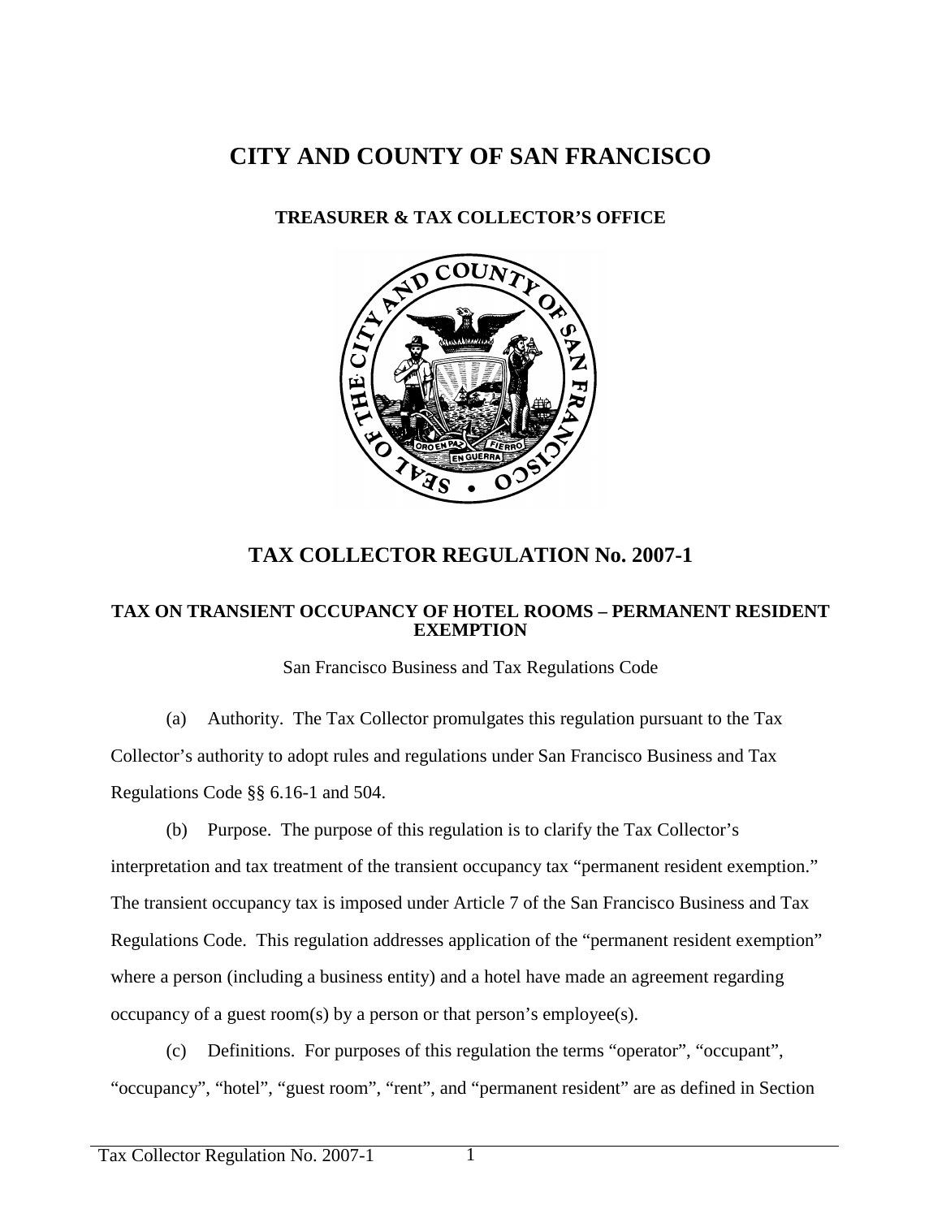# CITY AND COUNTY OF SAN FRANCISCO

## TREASURER & TAX COLLECTOR'S OFFICE

## TAX COLLECTOR REGULATION No. 2007-1

### TAX ON TRANSIENT OCCUPANCY OF HOTEL ROOMS – PERMANENT RESIDENT EXEMPTION

San Francisco Business and Tax Regulations Code

(a) Authority. The Tax Collector promulgates this regulation pursuant to the Tax Collector's authority to adopt rules and regulations under San Francisco Business and Tax Regulations Code §§ 6.16-1 and 504.

(b) Purpose. The purpose of this regulation is to clarify the Tax Collector's interpretation and tax treatment of the transient occupancy tax "permanent resident exemption." The transient occupancy tax is imposed under Article 7 of the San Francisco Business and Tax Regulations Code. This regulation addresses application of the "permanent resident exemption" where a person (including a business entity) and a hotel have made an agreement regarding occupancy of a guest room(s) by a person or that person's employee(s).

(c) Definitions. For purposes of this regulation the terms "operator", "occupant", "occupancy", "hotel", "guest room", "rent", and "permanent resident" are as defined in Section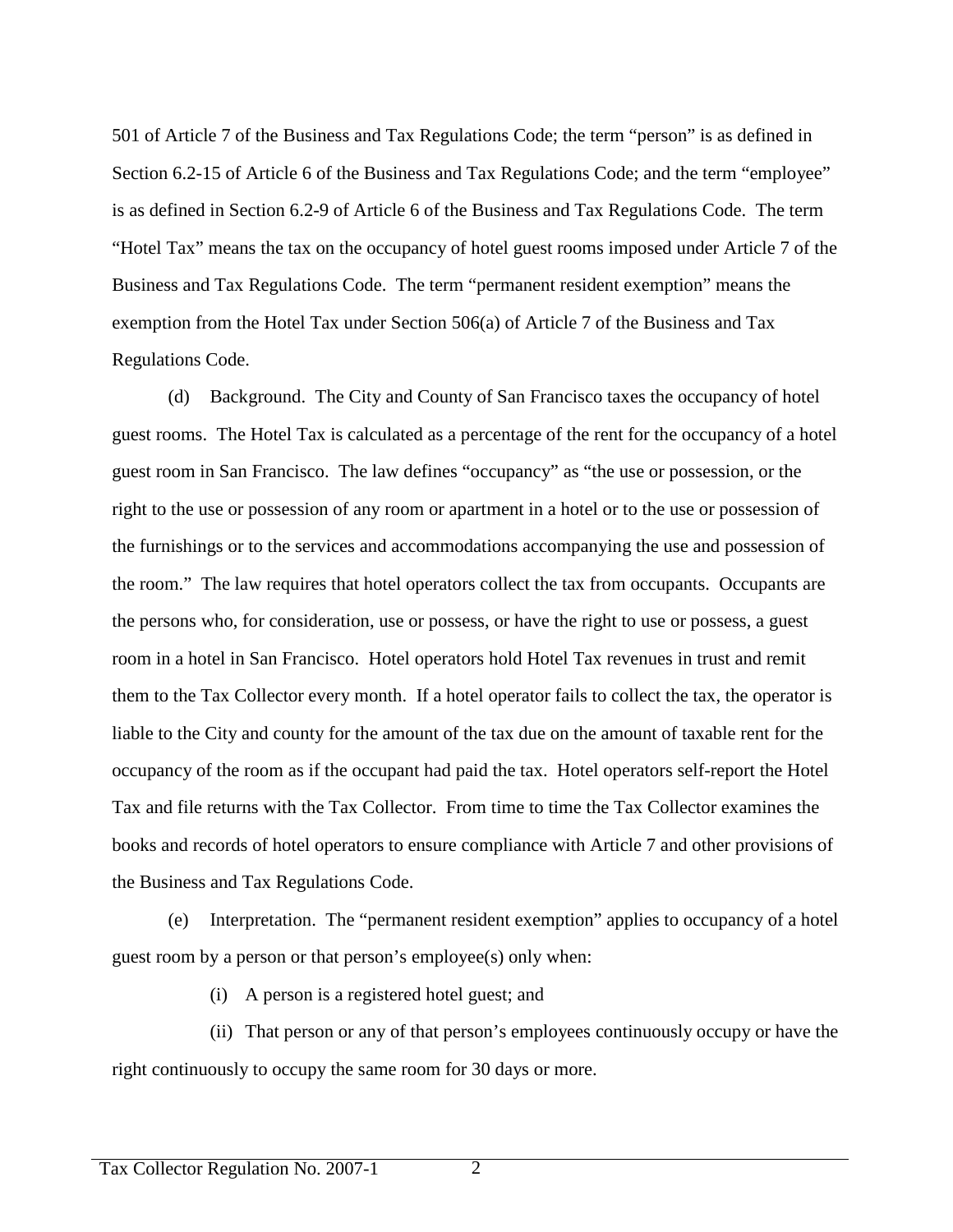501 of Article 7 of the Business and Tax Regulations Code; the term "person" is as defined in Section 6.2-15 of Article 6 of the Business and Tax Regulations Code; and the term "employee" is as defined in Section 6.2-9 of Article 6 of the Business and Tax Regulations Code. The term "Hotel Tax" means the tax on the occupancy of hotel guest rooms imposed under Article 7 of the Business and Tax Regulations Code. The term "permanent resident exemption" means the exemption from the Hotel Tax under Section 506(a) of Article 7 of the Business and Tax Regulations Code.

(d) Background. The City and County of San Francisco taxes the occupancy of hotel guest rooms. The Hotel Tax is calculated as a percentage of the rent for the occupancy of a hotel guest room in San Francisco. The law defines "occupancy" as "the use or possession, or the right to the use or possession of any room or apartment in a hotel or to the use or possession of the furnishings or to the services and accommodations accompanying the use and possession of the room." The law requires that hotel operators collect the tax from occupants. Occupants are the persons who, for consideration, use or possess, or have the right to use or possess, a guest room in a hotel in San Francisco. Hotel operators hold Hotel Tax revenues in trust and remit them to the Tax Collector every month. If a hotel operator fails to collect the tax, the operator is liable to the City and county for the amount of the tax due on the amount of taxable rent for the occupancy of the room as if the occupant had paid the tax. Hotel operators self-report the Hotel Tax and file returns with the Tax Collector. From time to time the Tax Collector examines the books and records of hotel operators to ensure compliance with Article 7 and other provisions of the Business and Tax Regulations Code.

(e) Interpretation. The "permanent resident exemption" applies to occupancy of a hotel guest room by a person or that person's employee(s) only when:

(i) A person is a registered hotel guest; and

(ii) That person or any of that person's employees continuously occupy or have the right continuously to occupy the same room for 30 days or more.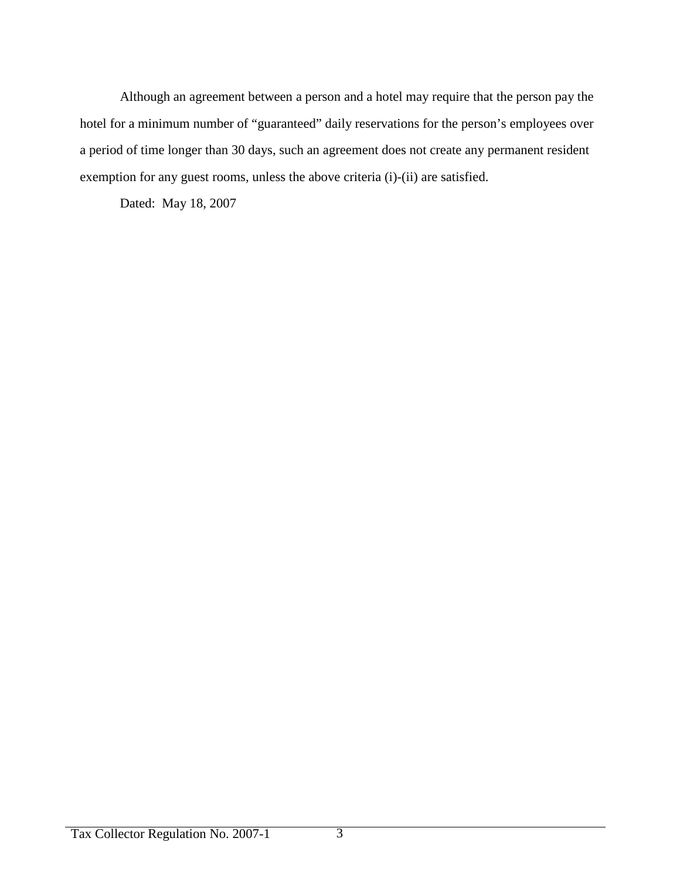Although an agreement between a person and a hotel may require that the person pay the hotel for a minimum number of "guaranteed" daily reservations for the person's employees over a period of time longer than 30 days, such an agreement does not create any permanent resident exemption for any guest rooms, unless the above criteria (i)-(ii) are satisfied.

Dated: May 18, 2007